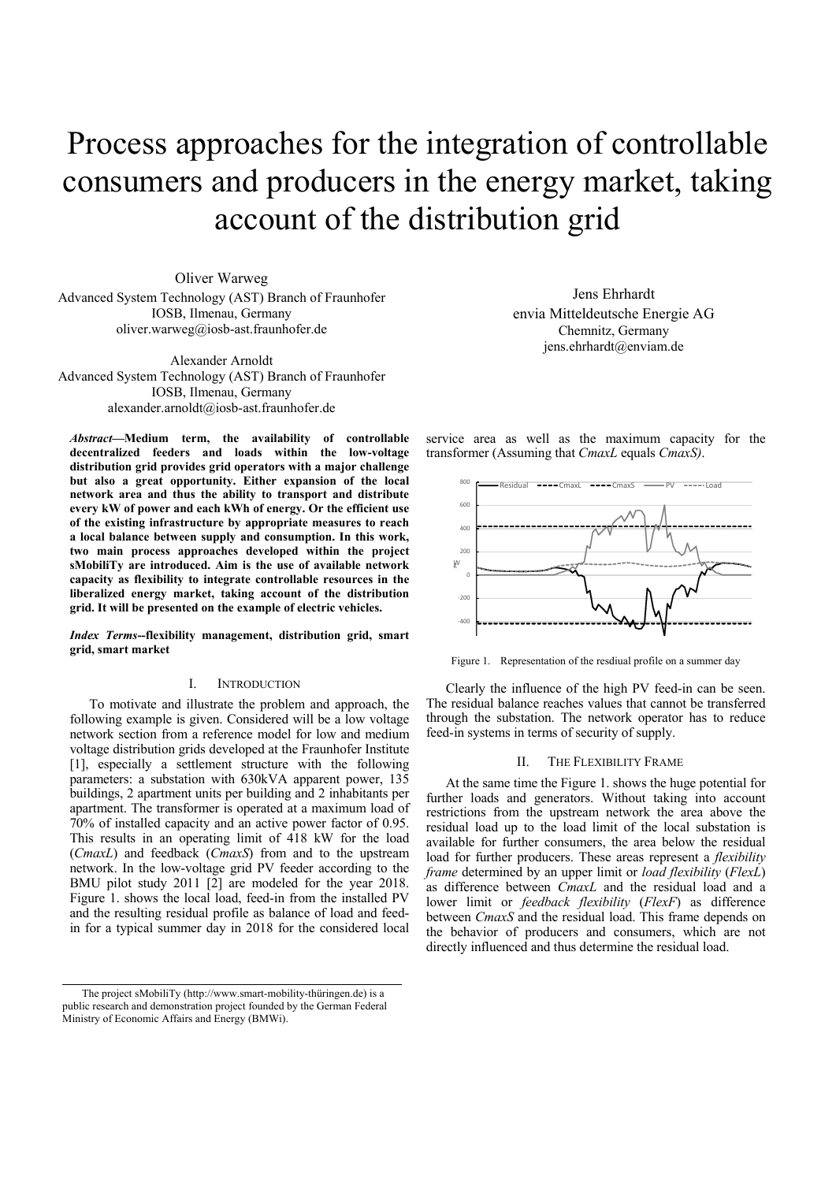# Process approaches for the integration of controllable consumers and producers in the energy market, taking account of the distribution grid

Oliver Warweg
Advanced System Technology (AST) Branch of Fraunhofer IOSB, Ilmenau, Germany
oliver.warweg@iosb-ast.fraunhofer.de

Alexander Arnoldt
Advanced System Technology (AST) Branch of Fraunhofer IOSB, Ilmenau, Germany
alexander.arnoldt@iosb-ast.fraunhofer.de

Jens Ehrhardt
envia Mitteldeutsche Energie AG
Chemnitz, Germany
jens.ehrhardt@enviam.de

***Abstract*—Medium term, the availability of controllable decentralized feeders and loads within the low-voltage distribution grid provides grid operators with a major challenge but also a great opportunity. Either expansion of the local network area and thus the ability to transport and distribute every kW of power and each kWh of energy. Or the efficient use of the existing infrastructure by appropriate measures to reach a local balance between supply and consumption. In this work, two main process approaches developed within the project sMobiliTy are introduced. Aim is the use of available network capacity as flexibility to integrate controllable resources in the liberalized energy market, taking account of the distribution grid. It will be presented on the example of electric vehicles.**

***Index Terms*--flexibility management, distribution grid, smart grid, smart market**

## I. Introduction

To motivate and illustrate the problem and approach, the following example is given. Considered will be a low voltage network section from a reference model for low and medium voltage distribution grids developed at the Fraunhofer Institute [1], especially a settlement structure with the following parameters: a substation with 630kVA apparent power, 135 buildings, 2 apartment units per building and 2 inhabitants per apartment. The transformer is operated at a maximum load of 70% of installed capacity and an active power factor of 0.95. This results in an operating limit of 418 kW for the load (*CmaxL*) and feedback (*CmaxS*) from and to the upstream network. In the low-voltage grid PV feeder according to the BMU pilot study 2011 [2] are modeled for the year 2018. Figure 1. shows the local load, feed-in from the installed PV and the resulting residual profile as balance of load and feed-in for a typical summer day in 2018 for the considered local service area as well as the maximum capacity for the transformer (Assuming that *CmaxL* equals *CmaxS)*.

Figure 1. Representation of the resdiual profile on a summer day

Clearly the influence of the high PV feed-in can be seen. The residual balance reaches values that cannot be transferred through the substation. The network operator has to reduce feed-in systems in terms of security of supply.

## II. The Flexibility Frame

At the same time the Figure 1. shows the huge potential for further loads and generators. Without taking into account restrictions from the upstream network the area above the residual load up to the load limit of the local substation is available for further consumers, the area below the residual load for further producers. These areas represent a *flexibility frame* determined by an upper limit or *load flexibility* (*FlexL*) as difference between *CmaxL* and the residual load and a lower limit or *feedback flexibility* (*FlexF*) as difference between *CmaxS* and the residual load. This frame depends on the behavior of producers and consumers, which are not directly influenced and thus determine the residual load.

The project sMobiliTy (http://www.smart-mobility-thüringen.de) is a public research and demonstration project founded by the German Federal Ministry of Economic Affairs and Energy (BMWi).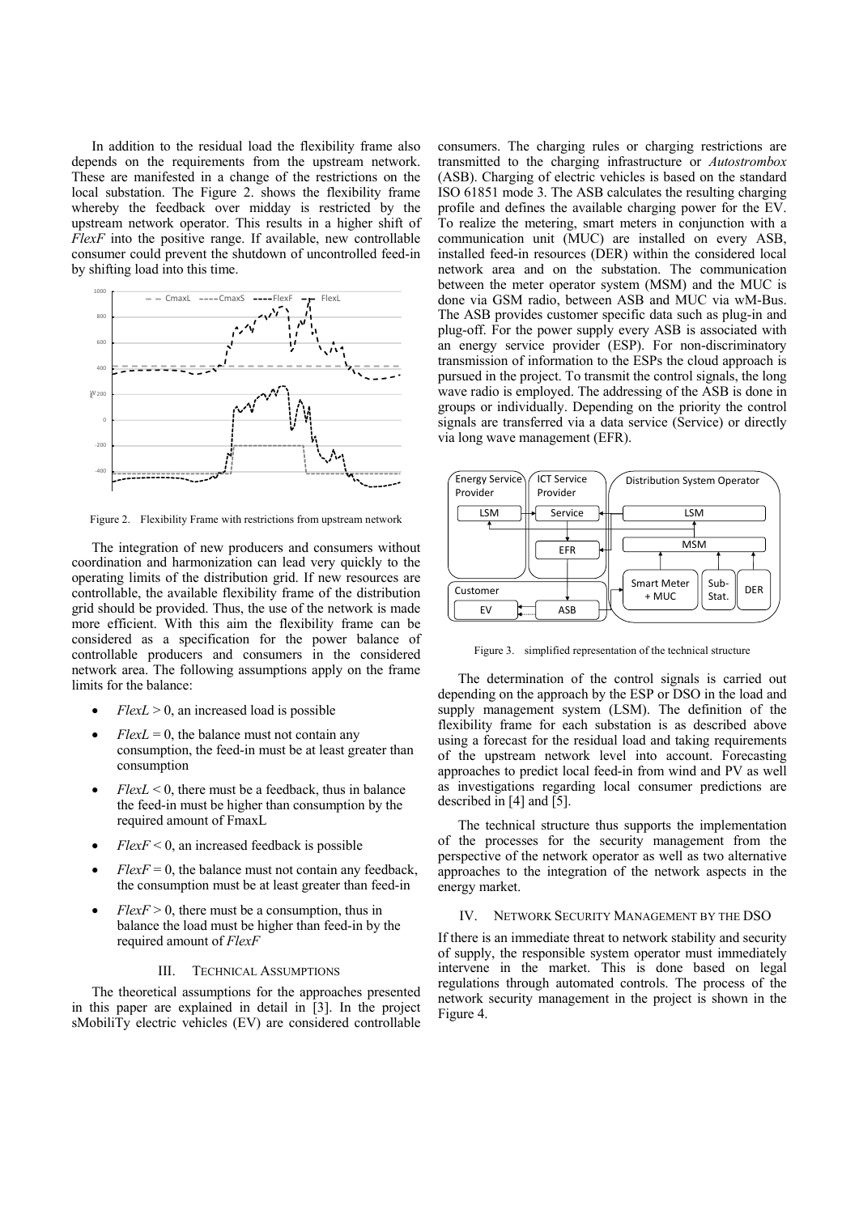In addition to the residual load the flexibility frame also depends on the requirements from the upstream network. These are manifested in a change of the restrictions on the local substation. The Figure 2. shows the flexibility frame whereby the feedback over midday is restricted by the upstream network operator. This results in a higher shift of *FlexF* into the positive range. If available, new controllable consumer could prevent the shutdown of uncontrolled feed-in by shifting load into this time.

Figure 2. Flexibility Frame with restrictions from upstream network

The integration of new producers and consumers without coordination and harmonization can lead very quickly to the operating limits of the distribution grid. If new resources are controllable, the available flexibility frame of the distribution grid should be provided. Thus, the use of the network is made more efficient. With this aim the flexibility frame can be considered as a specification for the power balance of controllable producers and consumers in the considered network area. The following assumptions apply on the frame limits for the balance:

- *FlexL* > 0, an increased load is possible
- *FlexL* = 0, the balance must not contain any consumption, the feed-in must be at least greater than consumption
- *FlexL* < 0, there must be a feedback, thus in balance the feed-in must be higher than consumption by the required amount of FmaxL
- *FlexF* < 0, an increased feedback is possible
- *FlexF* = 0, the balance must not contain any feedback, the consumption must be at least greater than feed-in
- *FlexF* > 0, there must be a consumption, thus in balance the load must be higher than feed-in by the required amount of *FlexF*

## III. Technical Assumptions

The theoretical assumptions for the approaches presented in this paper are explained in detail in [3]. In the project sMobiliTy electric vehicles (EV) are considered controllable consumers. The charging rules or charging restrictions are transmitted to the charging infrastructure or *Autostrombox* (ASB). Charging of electric vehicles is based on the standard ISO 61851 mode 3. The ASB calculates the resulting charging profile and defines the available charging power for the EV. To realize the metering, smart meters in conjunction with a communication unit (MUC) are installed on every ASB, installed feed-in resources (DER) within the considered local network area and on the substation. The communication between the meter operator system (MSM) and the MUC is done via GSM radio, between ASB and MUC via wM-Bus. The ASB provides customer specific data such as plug-in and plug-off. For the power supply every ASB is associated with an energy service provider (ESP). For non-discriminatory transmission of information to the ESPs the cloud approach is pursued in the project. To transmit the control signals, the long wave radio is employed. The addressing of the ASB is done in groups or individually. Depending on the priority the control signals are transferred via a data service (Service) or directly via long wave management (EFR).

Figure 3. simplified representation of the technical structure

The determination of the control signals is carried out depending on the approach by the ESP or DSO in the load and supply management system (LSM). The definition of the flexibility frame for each substation is as described above using a forecast for the residual load and taking requirements of the upstream network level into account. Forecasting approaches to predict local feed-in from wind and PV as well as investigations regarding local consumer predictions are described in [4] and [5].

The technical structure thus supports the implementation of the processes for the security management from the perspective of the network operator as well as two alternative approaches to the integration of the network aspects in the energy market.

## IV. Network Security Management by the DSO

If there is an immediate threat to network stability and security of supply, the responsible system operator must immediately intervene in the market. This is done based on legal regulations through automated controls. The process of the network security management in the project is shown in the Figure 4.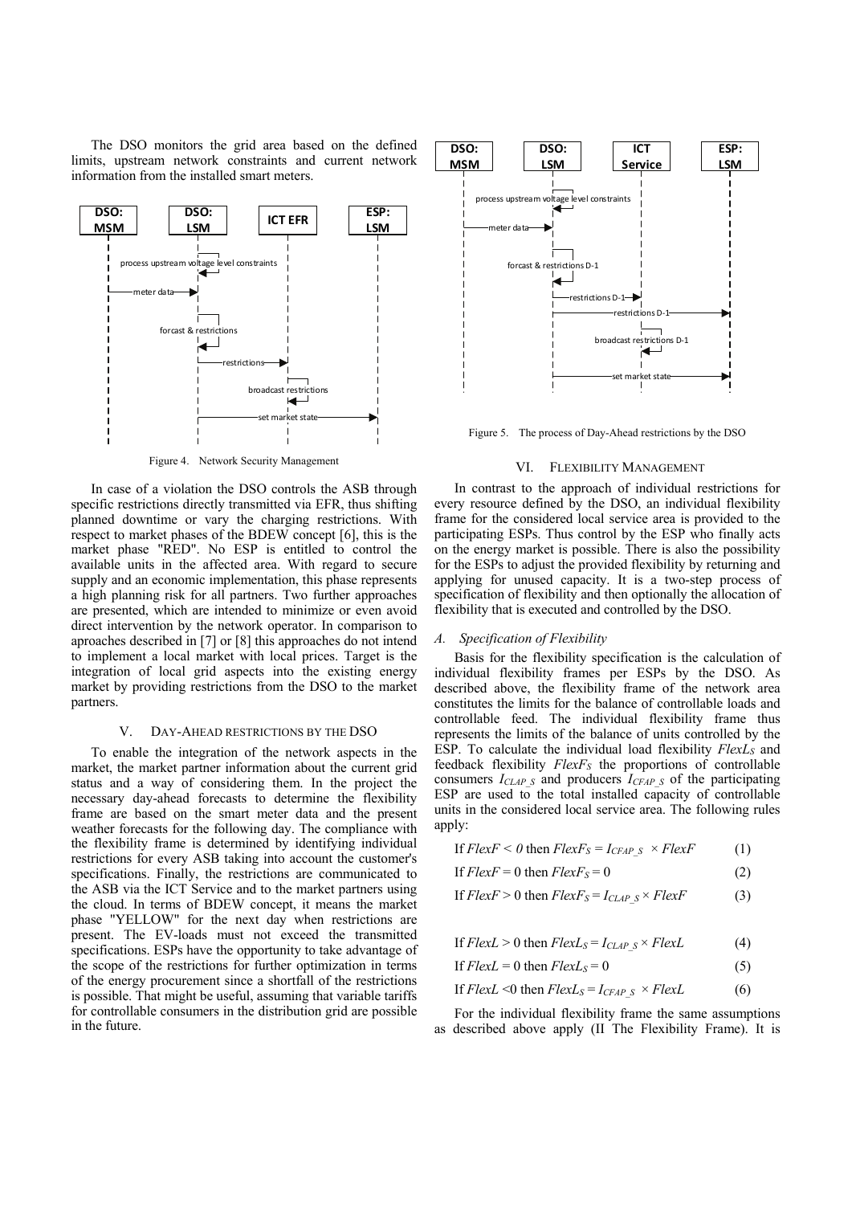The DSO monitors the grid area based on the defined limits, upstream network constraints and current network information from the installed smart meters.

Figure 4. Network Security Management

In case of a violation the DSO controls the ASB through specific restrictions directly transmitted via EFR, thus shifting planned downtime or vary the charging restrictions. With respect to market phases of the BDEW concept [6], this is the market phase "RED". No ESP is entitled to control the available units in the affected area. With regard to secure supply and an economic implementation, this phase represents a high planning risk for all partners. Two further approaches are presented, which are intended to minimize or even avoid direct intervention by the network operator. In comparison to aproaches described in [7] or [8] this approaches do not intend to implement a local market with local prices. Target is the integration of local grid aspects into the existing energy market by providing restrictions from the DSO to the market partners.

## V. Day-Ahead restrictions by the DSO

To enable the integration of the network aspects in the market, the market partner information about the current grid status and a way of considering them. In the project the necessary day-ahead forecasts to determine the flexibility frame are based on the smart meter data and the present weather forecasts for the following day. The compliance with the flexibility frame is determined by identifying individual restrictions for every ASB taking into account the customer's specifications. Finally, the restrictions are communicated to the ASB via the ICT Service and to the market partners using the cloud. In terms of BDEW concept, it means the market phase "YELLOW" for the next day when restrictions are present. The EV-loads must not exceed the transmitted specifications. ESPs have the opportunity to take advantage of the scope of the restrictions for further optimization in terms of the energy procurement since a shortfall of the restrictions is possible. That might be useful, assuming that variable tariffs for controllable consumers in the distribution grid are possible in the future.

Figure 5. The process of Day-Ahead restrictions by the DSO

## VI. Flexibility Management

In contrast to the approach of individual restrictions for every resource defined by the DSO, an individual flexibility frame for the considered local service area is provided to the participating ESPs. Thus control by the ESP who finally acts on the energy market is possible. There is also the possibility for the ESPs to adjust the provided flexibility by returning and applying for unused capacity. It is a two-step process of specification of flexibility and then optionally the allocation of flexibility that is executed and controlled by the DSO.

### A. Specification of Flexibility

Basis for the flexibility specification is the calculation of individual flexibility frames per ESPs by the DSO. As described above, the flexibility frame of the network area constitutes the limits for the balance of controllable loads and controllable feed. The individual flexibility frame thus represents the limits of the balance of units controlled by the ESP. To calculate the individual load flexibility $FlexL_S$ and feedback flexibility $FlexF_S$ the proportions of controllable consumers $I_{CLAP\_S}$ and producers $I_{CFAP\_S}$ of the participating ESP are used to the total installed capacity of controllable units in the considered local service area. The following rules apply:

$$\text{If } FlexF < 0 \text{ then } FlexF_S = I_{CFAP\_S} \times FlexF \quad (1)$$

$$\text{If } FlexF = 0 \text{ then } FlexF_S = 0 \quad (2)$$

$$\text{If } FlexF > 0 \text{ then } FlexF_S = I_{CLAP\_S} \times FlexF \quad (3)$$

$$\text{If } FlexL > 0 \text{ then } FlexL_S = I_{CLAP\_S} \times FlexL \quad (4)$$

$$\text{If } FlexL = 0 \text{ then } FlexL_S = 0 \quad (5)$$

$$\text{If } FlexL < 0 \text{ then } FlexL_S = I_{CFAP\_S} \times FlexL \quad (6)$$

For the individual flexibility frame the same assumptions as described above apply (II The Flexibility Frame). It is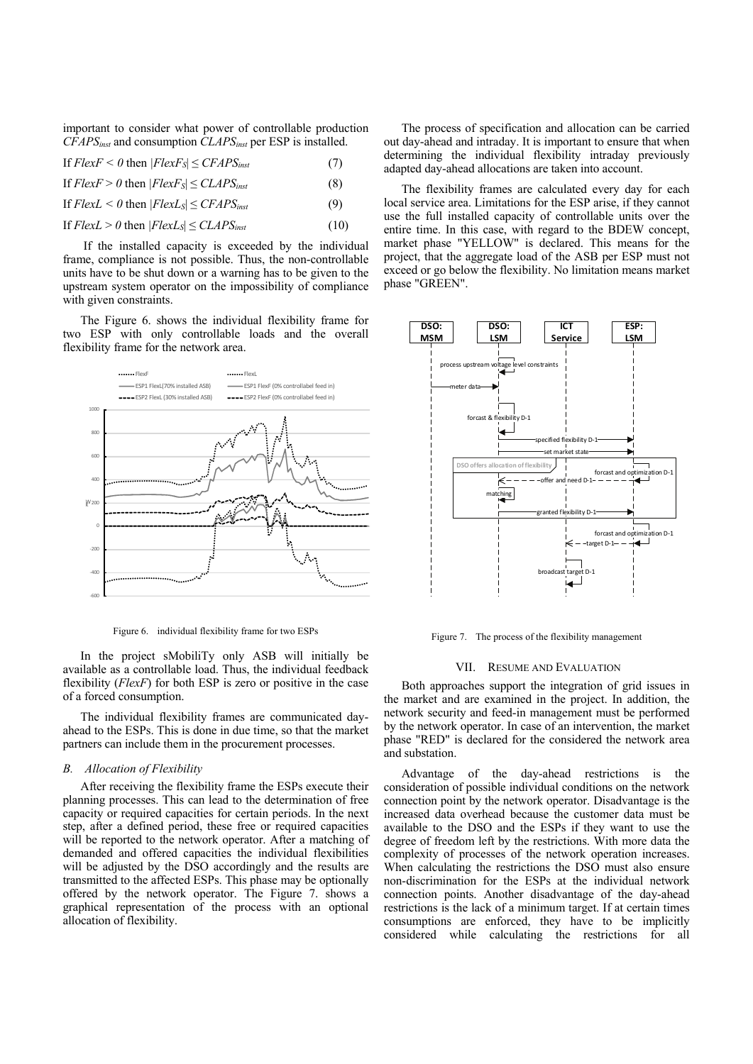important to consider what power of controllable production $CFAPS_{inst}$ and consumption $CLAPS_{inst}$ per ESP is installed.

$$\text{If } FlexF < 0 \text{ then } |FlexF_S| \leq CFAPS_{inst} \quad (7)$$

$$\text{If } FlexF > 0 \text{ then } |FlexF_S| \leq CLAPS_{inst} \quad (8)$$

$$\text{If } FlexL < 0 \text{ then } |FlexL_S| \leq CFAPS_{inst} \quad (9)$$

$$\text{If } FlexL > 0 \text{ then } |FlexL_S| \leq CLAPS_{inst} \quad (10)$$

If the installed capacity is exceeded by the individual frame, compliance is not possible. Thus, the non-controllable units have to be shut down or a warning has to be given to the upstream system operator on the impossibility of compliance with given constraints.

The Figure 6. shows the individual flexibility frame for two ESP with only controllable loads and the overall flexibility frame for the network area.

Figure 6. individual flexibility frame for two ESPs

In the project sMobiliTy only ASB will initially be available as a controllable load. Thus, the individual feedback flexibility (*FlexF*) for both ESP is zero or positive in the case of a forced consumption.

The individual flexibility frames are communicated day-ahead to the ESPs. This is done in due time, so that the market partners can include them in the procurement processes.

### B. Allocation of Flexibility

After receiving the flexibility frame the ESPs execute their planning processes. This can lead to the determination of free capacity or required capacities for certain periods. In the next step, after a defined period, these free or required capacities will be reported to the network operator. After a matching of demanded and offered capacities the individual flexibilities will be adjusted by the DSO accordingly and the results are transmitted to the affected ESPs. This phase may be optionally offered by the network operator. The Figure 7. shows a graphical representation of the process with an optional allocation of flexibility.

The process of specification and allocation can be carried out day-ahead and intraday. It is important to ensure that when determining the individual flexibility intraday previously adapted day-ahead allocations are taken into account.

The flexibility frames are calculated every day for each local service area. Limitations for the ESP arise, if they cannot use the full installed capacity of controllable units over the entire time. In this case, with regard to the BDEW concept, market phase "YELLOW" is declared. This means for the project, that the aggregate load of the ASB per ESP must not exceed or go below the flexibility. No limitation means market phase "GREEN".

Figure 7. The process of the flexibility management

## VII. Resume and Evaluation

Both approaches support the integration of grid issues in the market and are examined in the project. In addition, the network security and feed-in management must be performed by the network operator. In case of an intervention, the market phase "RED" is declared for the considered network area and substation.

Advantage of the day-ahead restrictions is the consideration of possible individual conditions on the network connection point by the network operator. Disadvantage is the increased data overhead because the customer data must be available to the DSO and the ESPs if they want to use the degree of freedom left by the restrictions. With more data the complexity of processes of the network operation increases. When calculating the restrictions the DSO must also ensure non-discrimination for the ESPs at the individual network connection points. Another disadvantage of the day-ahead restrictions is the lack of a minimum target. If at certain times consumptions are enforced, they have to be implicitly considered while calculating the restrictions for all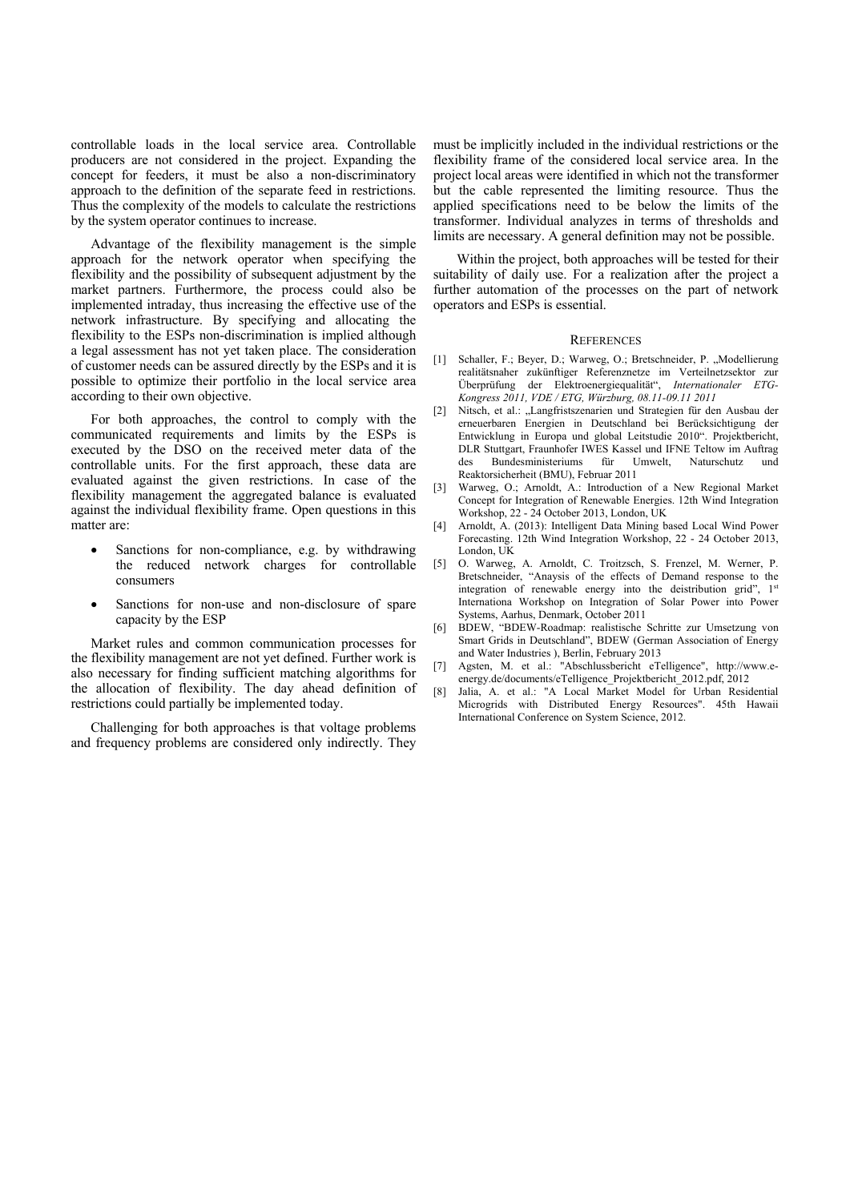controllable loads in the local service area. Controllable producers are not considered in the project. Expanding the concept for feeders, it must be also a non-discriminatory approach to the definition of the separate feed in restrictions. Thus the complexity of the models to calculate the restrictions by the system operator continues to increase.

Advantage of the flexibility management is the simple approach for the network operator when specifying the flexibility and the possibility of subsequent adjustment by the market partners. Furthermore, the process could also be implemented intraday, thus increasing the effective use of the network infrastructure. By specifying and allocating the flexibility to the ESPs non-discrimination is implied although a legal assessment has not yet taken place. The consideration of customer needs can be assured directly by the ESPs and it is possible to optimize their portfolio in the local service area according to their own objective.

For both approaches, the control to comply with the communicated requirements and limits by the ESPs is executed by the DSO on the received meter data of the controllable units. For the first approach, these data are evaluated against the given restrictions. In case of the flexibility management the aggregated balance is evaluated against the individual flexibility frame. Open questions in this matter are:

- Sanctions for non-compliance, e.g. by withdrawing the reduced network charges for controllable consumers
- Sanctions for non-use and non-disclosure of spare capacity by the ESP

Market rules and common communication processes for the flexibility management are not yet defined. Further work is also necessary for finding sufficient matching algorithms for the allocation of flexibility. The day ahead definition of restrictions could partially be implemented today.

Challenging for both approaches is that voltage problems and frequency problems are considered only indirectly. They must be implicitly included in the individual restrictions or the flexibility frame of the considered local service area. In the project local areas were identified in which not the transformer but the cable represented the limiting resource. Thus the applied specifications need to be below the limits of the transformer. Individual analyzes in terms of thresholds and limits are necessary. A general definition may not be possible.

Within the project, both approaches will be tested for their suitability of daily use. For a realization after the project a further automation of the processes on the part of network operators and ESPs is essential.

## References

[1] Schaller, F.; Beyer, D.; Warweg, O.; Bretschneider, P. „Modellierung realitätsnaher zukünftiger Referenznetze im Verteilnetzsektor zur Überprüfung der Elektroenergiequalität“, *Internationaler ETG-Kongress 2011, VDE / ETG, Würzburg, 08.11-09.11 2011*

[2] Nitsch, et al.: „Langfristszenarien und Strategien für den Ausbau der erneuerbaren Energien in Deutschland bei Berücksichtigung der Entwicklung in Europa und global Leitstudie 2010“. Projektbericht, DLR Stuttgart, Fraunhofer IWES Kassel und IFNE Teltow im Auftrag des Bundesministeriums für Umwelt, Naturschutz und Reaktorsicherheit (BMU), Februar 2011

[3] Warweg, O.; Arnoldt, A.: Introduction of a New Regional Market Concept for Integration of Renewable Energies. 12th Wind Integration Workshop, 22 - 24 October 2013, London, UK

[4] Arnoldt, A. (2013): Intelligent Data Mining based Local Wind Power Forecasting. 12th Wind Integration Workshop, 22 - 24 October 2013, London, UK

[5] O. Warweg, A. Arnoldt, C. Troitzsch, S. Frenzel, M. Werner, P. Bretschneider, “Anaysis of the effects of Demand response to the integration of renewable energy into the deistribution grid”, 1st Internationa Workshop on Integration of Solar Power into Power Systems, Aarhus, Denmark, October 2011

[6] BDEW, “BDEW-Roadmap: realistische Schritte zur Umsetzung von Smart Grids in Deutschland”, BDEW (German Association of Energy and Water Industries ), Berlin, February 2013

[7] Agsten, M. et al.: "Abschlussbericht eTelligence", http://www.e-energy.de/documents/eTelligence_Projektbericht_2012.pdf, 2012

[8] Jalia, A. et al.: "A Local Market Model for Urban Residential Microgrids with Distributed Energy Resources". 45th Hawaii International Conference on System Science, 2012.